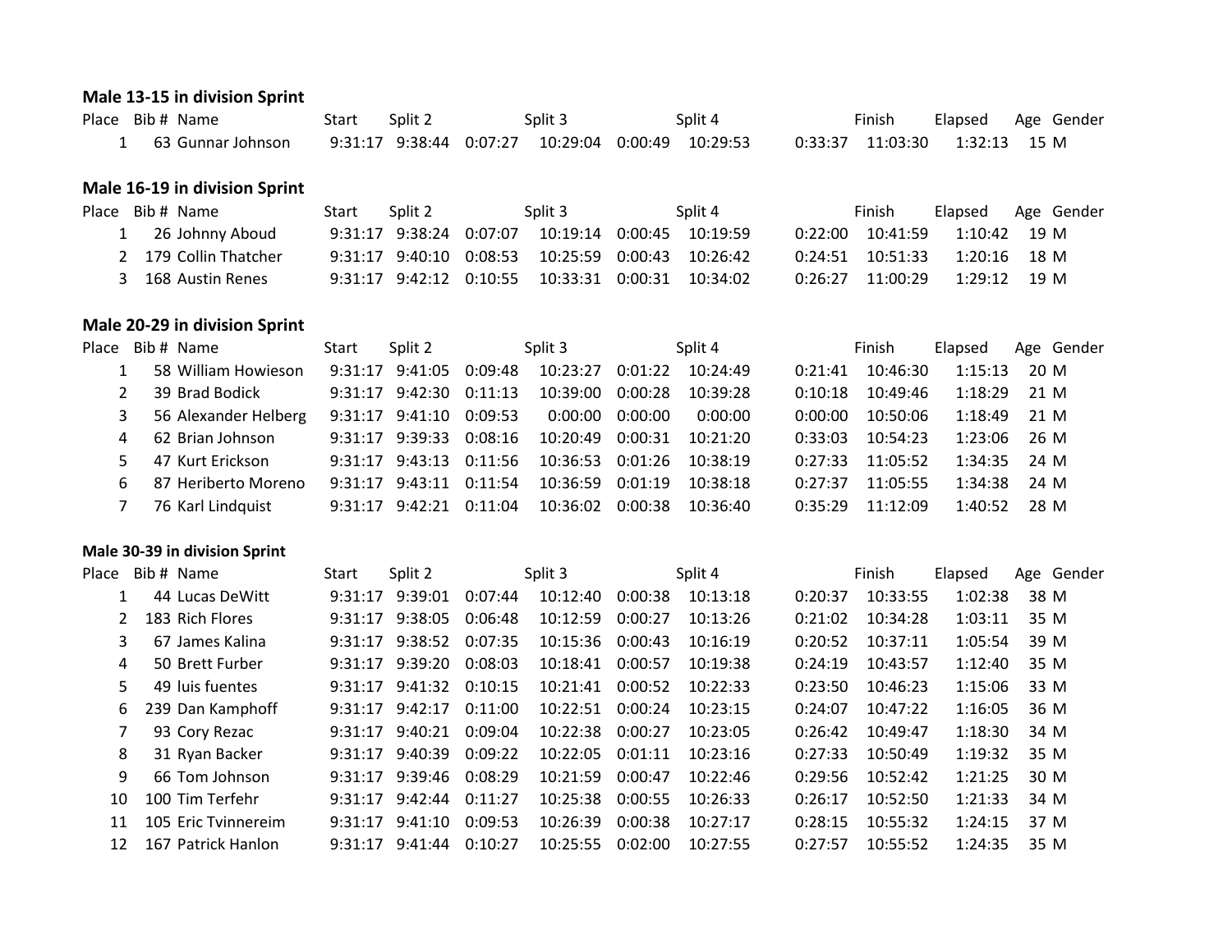### Male 13-15 in division Sprint

| Place | Bib # | Name | Start | Split 2 | | Split 3 | | Split 4 | | Finish | Elapsed | Age | Gender |
|---|---|---|---|---|---|---|---|---|---|---|---|---|---|
| 1 | 63 | Gunnar Johnson | 9:31:17 | 9:38:44 | 0:07:27 | 10:29:04 | 0:00:49 | 10:29:53 | 0:33:37 | 11:03:30 | 1:32:13 | 15 | M |

### Male 16-19 in division Sprint

| Place | Bib # | Name | Start | Split 2 | | Split 3 | | Split 4 | | Finish | Elapsed | Age | Gender |
|---|---|---|---|---|---|---|---|---|---|---|---|---|---|
| 1 | 26 | Johnny Aboud | 9:31:17 | 9:38:24 | 0:07:07 | 10:19:14 | 0:00:45 | 10:19:59 | 0:22:00 | 10:41:59 | 1:10:42 | 19 | M |
| 2 | 179 | Collin Thatcher | 9:31:17 | 9:40:10 | 0:08:53 | 10:25:59 | 0:00:43 | 10:26:42 | 0:24:51 | 10:51:33 | 1:20:16 | 18 | M |
| 3 | 168 | Austin Renes | 9:31:17 | 9:42:12 | 0:10:55 | 10:33:31 | 0:00:31 | 10:34:02 | 0:26:27 | 11:00:29 | 1:29:12 | 19 | M |

### Male 20-29 in division Sprint

| Place | Bib # | Name | Start | Split 2 | | Split 3 | | Split 4 | | Finish | Elapsed | Age | Gender |
|---|---|---|---|---|---|---|---|---|---|---|---|---|---|
| 1 | 58 | William Howieson | 9:31:17 | 9:41:05 | 0:09:48 | 10:23:27 | 0:01:22 | 10:24:49 | 0:21:41 | 10:46:30 | 1:15:13 | 20 | M |
| 2 | 39 | Brad Bodick | 9:31:17 | 9:42:30 | 0:11:13 | 10:39:00 | 0:00:28 | 10:39:28 | 0:10:18 | 10:49:46 | 1:18:29 | 21 | M |
| 3 | 56 | Alexander Helberg | 9:31:17 | 9:41:10 | 0:09:53 | 0:00:00 | 0:00:00 | 0:00:00 | 0:00:00 | 10:50:06 | 1:18:49 | 21 | M |
| 4 | 62 | Brian Johnson | 9:31:17 | 9:39:33 | 0:08:16 | 10:20:49 | 0:00:31 | 10:21:20 | 0:33:03 | 10:54:23 | 1:23:06 | 26 | M |
| 5 | 47 | Kurt Erickson | 9:31:17 | 9:43:13 | 0:11:56 | 10:36:53 | 0:01:26 | 10:38:19 | 0:27:33 | 11:05:52 | 1:34:35 | 24 | M |
| 6 | 87 | Heriberto Moreno | 9:31:17 | 9:43:11 | 0:11:54 | 10:36:59 | 0:01:19 | 10:38:18 | 0:27:37 | 11:05:55 | 1:34:38 | 24 | M |
| 7 | 76 | Karl Lindquist | 9:31:17 | 9:42:21 | 0:11:04 | 10:36:02 | 0:00:38 | 10:36:40 | 0:35:29 | 11:12:09 | 1:40:52 | 28 | M |

### Male 30-39 in division Sprint

| Place | Bib # | Name | Start | Split 2 | | Split 3 | | Split 4 | | Finish | Elapsed | Age | Gender |
|---|---|---|---|---|---|---|---|---|---|---|---|---|---|
| 1 | 44 | Lucas DeWitt | 9:31:17 | 9:39:01 | 0:07:44 | 10:12:40 | 0:00:38 | 10:13:18 | 0:20:37 | 10:33:55 | 1:02:38 | 38 | M |
| 2 | 183 | Rich Flores | 9:31:17 | 9:38:05 | 0:06:48 | 10:12:59 | 0:00:27 | 10:13:26 | 0:21:02 | 10:34:28 | 1:03:11 | 35 | M |
| 3 | 67 | James Kalina | 9:31:17 | 9:38:52 | 0:07:35 | 10:15:36 | 0:00:43 | 10:16:19 | 0:20:52 | 10:37:11 | 1:05:54 | 39 | M |
| 4 | 50 | Brett Furber | 9:31:17 | 9:39:20 | 0:08:03 | 10:18:41 | 0:00:57 | 10:19:38 | 0:24:19 | 10:43:57 | 1:12:40 | 35 | M |
| 5 | 49 | luis fuentes | 9:31:17 | 9:41:32 | 0:10:15 | 10:21:41 | 0:00:52 | 10:22:33 | 0:23:50 | 10:46:23 | 1:15:06 | 33 | M |
| 6 | 239 | Dan Kamphoff | 9:31:17 | 9:42:17 | 0:11:00 | 10:22:51 | 0:00:24 | 10:23:15 | 0:24:07 | 10:47:22 | 1:16:05 | 36 | M |
| 7 | 93 | Cory Rezac | 9:31:17 | 9:40:21 | 0:09:04 | 10:22:38 | 0:00:27 | 10:23:05 | 0:26:42 | 10:49:47 | 1:18:30 | 34 | M |
| 8 | 31 | Ryan Backer | 9:31:17 | 9:40:39 | 0:09:22 | 10:22:05 | 0:01:11 | 10:23:16 | 0:27:33 | 10:50:49 | 1:19:32 | 35 | M |
| 9 | 66 | Tom Johnson | 9:31:17 | 9:39:46 | 0:08:29 | 10:21:59 | 0:00:47 | 10:22:46 | 0:29:56 | 10:52:42 | 1:21:25 | 30 | M |
| 10 | 100 | Tim Terfehr | 9:31:17 | 9:42:44 | 0:11:27 | 10:25:38 | 0:00:55 | 10:26:33 | 0:26:17 | 10:52:50 | 1:21:33 | 34 | M |
| 11 | 105 | Eric Tvinnereim | 9:31:17 | 9:41:10 | 0:09:53 | 10:26:39 | 0:00:38 | 10:27:17 | 0:28:15 | 10:55:32 | 1:24:15 | 37 | M |
| 12 | 167 | Patrick Hanlon | 9:31:17 | 9:41:44 | 0:10:27 | 10:25:55 | 0:02:00 | 10:27:55 | 0:27:57 | 10:55:52 | 1:24:35 | 35 | M |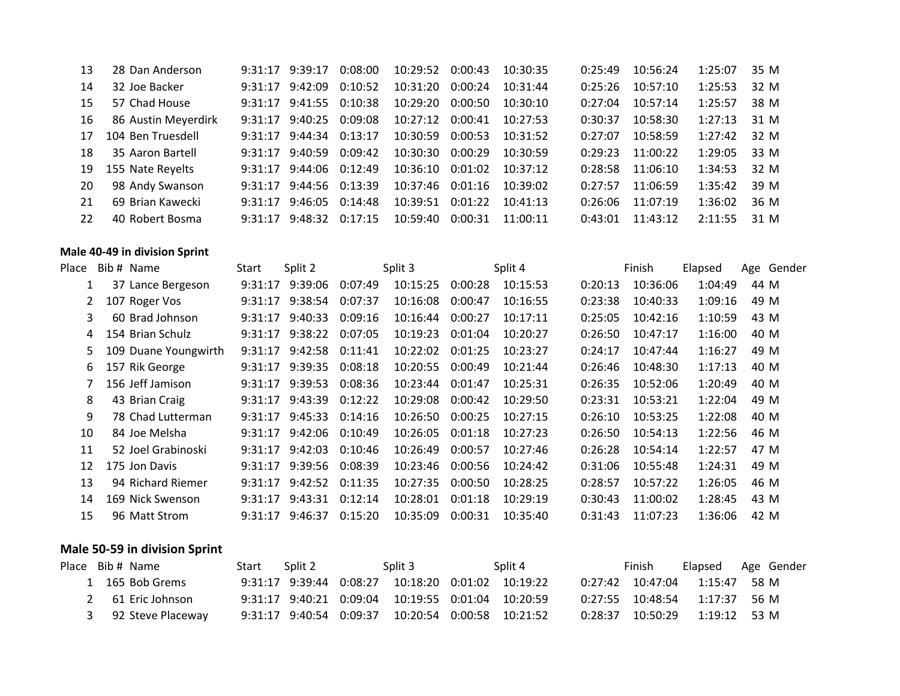| | | | | | | | | | | | | | |
|---|---|---|---|---|---|---|---|---|---|---|---|---|---|
| 13 | 28 | Dan Anderson | 9:31:17 | 9:39:17 | 0:08:00 | 10:29:52 | 0:00:43 | 10:30:35 | 0:25:49 | 10:56:24 | 1:25:07 | 35 | M |
| 14 | 32 | Joe Backer | 9:31:17 | 9:42:09 | 0:10:52 | 10:31:20 | 0:00:24 | 10:31:44 | 0:25:26 | 10:57:10 | 1:25:53 | 32 | M |
| 15 | 57 | Chad House | 9:31:17 | 9:41:55 | 0:10:38 | 10:29:20 | 0:00:50 | 10:30:10 | 0:27:04 | 10:57:14 | 1:25:57 | 38 | M |
| 16 | 86 | Austin Meyerdirk | 9:31:17 | 9:40:25 | 0:09:08 | 10:27:12 | 0:00:41 | 10:27:53 | 0:30:37 | 10:58:30 | 1:27:13 | 31 | M |
| 17 | 104 | Ben Truesdell | 9:31:17 | 9:44:34 | 0:13:17 | 10:30:59 | 0:00:53 | 10:31:52 | 0:27:07 | 10:58:59 | 1:27:42 | 32 | M |
| 18 | 35 | Aaron Bartell | 9:31:17 | 9:40:59 | 0:09:42 | 10:30:30 | 0:00:29 | 10:30:59 | 0:29:23 | 11:00:22 | 1:29:05 | 33 | M |
| 19 | 155 | Nate Reyelts | 9:31:17 | 9:44:06 | 0:12:49 | 10:36:10 | 0:01:02 | 10:37:12 | 0:28:58 | 11:06:10 | 1:34:53 | 32 | M |
| 20 | 98 | Andy Swanson | 9:31:17 | 9:44:56 | 0:13:39 | 10:37:46 | 0:01:16 | 10:39:02 | 0:27:57 | 11:06:59 | 1:35:42 | 39 | M |
| 21 | 69 | Brian Kawecki | 9:31:17 | 9:46:05 | 0:14:48 | 10:39:51 | 0:01:22 | 10:41:13 | 0:26:06 | 11:07:19 | 1:36:02 | 36 | M |
| 22 | 40 | Robert Bosma | 9:31:17 | 9:48:32 | 0:17:15 | 10:59:40 | 0:00:31 | 11:00:11 | 0:43:01 | 11:43:12 | 2:11:55 | 31 | M |

**Male 40-49 in division Sprint**

| Place | Bib # | Name | Start | Split 2 | | Split 3 | | Split 4 | | Finish | Elapsed | Age | Gender |
|---|---|---|---|---|---|---|---|---|---|---|---|---|---|
| 1 | 37 | Lance Bergeson | 9:31:17 | 9:39:06 | 0:07:49 | 10:15:25 | 0:00:28 | 10:15:53 | 0:20:13 | 10:36:06 | 1:04:49 | 44 | M |
| 2 | 107 | Roger Vos | 9:31:17 | 9:38:54 | 0:07:37 | 10:16:08 | 0:00:47 | 10:16:55 | 0:23:38 | 10:40:33 | 1:09:16 | 49 | M |
| 3 | 60 | Brad Johnson | 9:31:17 | 9:40:33 | 0:09:16 | 10:16:44 | 0:00:27 | 10:17:11 | 0:25:05 | 10:42:16 | 1:10:59 | 43 | M |
| 4 | 154 | Brian Schulz | 9:31:17 | 9:38:22 | 0:07:05 | 10:19:23 | 0:01:04 | 10:20:27 | 0:26:50 | 10:47:17 | 1:16:00 | 40 | M |
| 5 | 109 | Duane Youngwirth | 9:31:17 | 9:42:58 | 0:11:41 | 10:22:02 | 0:01:25 | 10:23:27 | 0:24:17 | 10:47:44 | 1:16:27 | 49 | M |
| 6 | 157 | Rik George | 9:31:17 | 9:39:35 | 0:08:18 | 10:20:55 | 0:00:49 | 10:21:44 | 0:26:46 | 10:48:30 | 1:17:13 | 40 | M |
| 7 | 156 | Jeff Jamison | 9:31:17 | 9:39:53 | 0:08:36 | 10:23:44 | 0:01:47 | 10:25:31 | 0:26:35 | 10:52:06 | 1:20:49 | 40 | M |
| 8 | 43 | Brian Craig | 9:31:17 | 9:43:39 | 0:12:22 | 10:29:08 | 0:00:42 | 10:29:50 | 0:23:31 | 10:53:21 | 1:22:04 | 49 | M |
| 9 | 78 | Chad Lutterman | 9:31:17 | 9:45:33 | 0:14:16 | 10:26:50 | 0:00:25 | 10:27:15 | 0:26:10 | 10:53:25 | 1:22:08 | 40 | M |
| 10 | 84 | Joe Melsha | 9:31:17 | 9:42:06 | 0:10:49 | 10:26:05 | 0:01:18 | 10:27:23 | 0:26:50 | 10:54:13 | 1:22:56 | 46 | M |
| 11 | 52 | Joel Grabinoski | 9:31:17 | 9:42:03 | 0:10:46 | 10:26:49 | 0:00:57 | 10:27:46 | 0:26:28 | 10:54:14 | 1:22:57 | 47 | M |
| 12 | 175 | Jon Davis | 9:31:17 | 9:39:56 | 0:08:39 | 10:23:46 | 0:00:56 | 10:24:42 | 0:31:06 | 10:55:48 | 1:24:31 | 49 | M |
| 13 | 94 | Richard Riemer | 9:31:17 | 9:42:52 | 0:11:35 | 10:27:35 | 0:00:50 | 10:28:25 | 0:28:57 | 10:57:22 | 1:26:05 | 46 | M |
| 14 | 169 | Nick Swenson | 9:31:17 | 9:43:31 | 0:12:14 | 10:28:01 | 0:01:18 | 10:29:19 | 0:30:43 | 11:00:02 | 1:28:45 | 43 | M |
| 15 | 96 | Matt Strom | 9:31:17 | 9:46:37 | 0:15:20 | 10:35:09 | 0:00:31 | 10:35:40 | 0:31:43 | 11:07:23 | 1:36:06 | 42 | M |

**Male 50-59 in division Sprint**

| Place | Bib # | Name | Start | Split 2 | | Split 3 | | Split 4 | | Finish | Elapsed | Age | Gender |
|---|---|---|---|---|---|---|---|---|---|---|---|---|---|
| 1 | 165 | Bob Grems | 9:31:17 | 9:39:44 | 0:08:27 | 10:18:20 | 0:01:02 | 10:19:22 | 0:27:42 | 10:47:04 | 1:15:47 | 58 | M |
| 2 | 61 | Eric Johnson | 9:31:17 | 9:40:21 | 0:09:04 | 10:19:55 | 0:01:04 | 10:20:59 | 0:27:55 | 10:48:54 | 1:17:37 | 56 | M |
| 3 | 92 | Steve Placeway | 9:31:17 | 9:40:54 | 0:09:37 | 10:20:54 | 0:00:58 | 10:21:52 | 0:28:37 | 10:50:29 | 1:19:12 | 53 | M |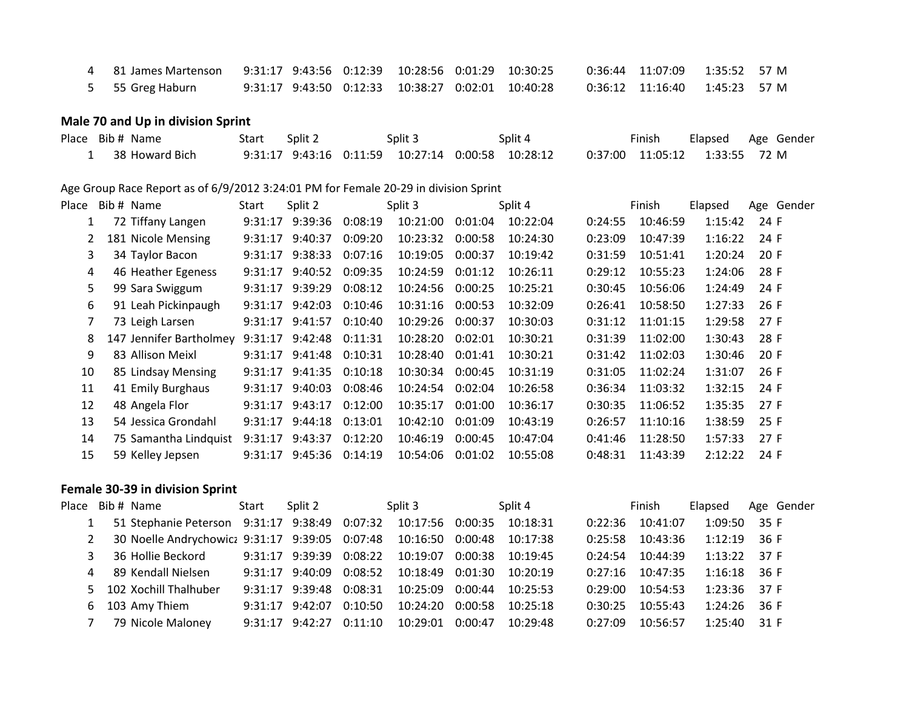| Place | Bib # | Name | Start | Split 2 | | Split 3 | | Split 4 | | Finish | Elapsed | Age | Gender |
|---|---|---|---|---|---|---|---|---|---|---|---|---|---|
| 4 | 81 | James Martenson | 9:31:17 | 9:43:56 | 0:12:39 | 10:28:56 | 0:01:29 | 10:30:25 | 0:36:44 | 11:07:09 | 1:35:52 | 57 | M |
| 5 | 55 | Greg Haburn | 9:31:17 | 9:43:50 | 0:12:33 | 10:38:27 | 0:02:01 | 10:40:28 | 0:36:12 | 11:16:40 | 1:45:23 | 57 | M |

**Male 70 and Up in division Sprint**

| Place | Bib # | Name | Start | Split 2 | | Split 3 | | Split 4 | | Finish | Elapsed | Age | Gender |
|---|---|---|---|---|---|---|---|---|---|---|---|---|---|
| 1 | 38 | Howard Bich | 9:31:17 | 9:43:16 | 0:11:59 | 10:27:14 | 0:00:58 | 10:28:12 | 0:37:00 | 11:05:12 | 1:33:55 | 72 | M |

Age Group Race Report as of 6/9/2012 3:24:01 PM for Female 20-29 in division Sprint

| Place | Bib # | Name | Start | Split 2 | | Split 3 | | Split 4 | | Finish | Elapsed | Age | Gender |
|---|---|---|---|---|---|---|---|---|---|---|---|---|---|
| 1 | 72 | Tiffany Langen | 9:31:17 | 9:39:36 | 0:08:19 | 10:21:00 | 0:01:04 | 10:22:04 | 0:24:55 | 10:46:59 | 1:15:42 | 24 | F |
| 2 | 181 | Nicole Mensing | 9:31:17 | 9:40:37 | 0:09:20 | 10:23:32 | 0:00:58 | 10:24:30 | 0:23:09 | 10:47:39 | 1:16:22 | 24 | F |
| 3 | 34 | Taylor Bacon | 9:31:17 | 9:38:33 | 0:07:16 | 10:19:05 | 0:00:37 | 10:19:42 | 0:31:59 | 10:51:41 | 1:20:24 | 20 | F |
| 4 | 46 | Heather Egeness | 9:31:17 | 9:40:52 | 0:09:35 | 10:24:59 | 0:01:12 | 10:26:11 | 0:29:12 | 10:55:23 | 1:24:06 | 28 | F |
| 5 | 99 | Sara Swiggum | 9:31:17 | 9:39:29 | 0:08:12 | 10:24:56 | 0:00:25 | 10:25:21 | 0:30:45 | 10:56:06 | 1:24:49 | 24 | F |
| 6 | 91 | Leah Pickinpaugh | 9:31:17 | 9:42:03 | 0:10:46 | 10:31:16 | 0:00:53 | 10:32:09 | 0:26:41 | 10:58:50 | 1:27:33 | 26 | F |
| 7 | 73 | Leigh Larsen | 9:31:17 | 9:41:57 | 0:10:40 | 10:29:26 | 0:00:37 | 10:30:03 | 0:31:12 | 11:01:15 | 1:29:58 | 27 | F |
| 8 | 147 | Jennifer Bartholmey | 9:31:17 | 9:42:48 | 0:11:31 | 10:28:20 | 0:02:01 | 10:30:21 | 0:31:39 | 11:02:00 | 1:30:43 | 28 | F |
| 9 | 83 | Allison Meixl | 9:31:17 | 9:41:48 | 0:10:31 | 10:28:40 | 0:01:41 | 10:30:21 | 0:31:42 | 11:02:03 | 1:30:46 | 20 | F |
| 10 | 85 | Lindsay Mensing | 9:31:17 | 9:41:35 | 0:10:18 | 10:30:34 | 0:00:45 | 10:31:19 | 0:31:05 | 11:02:24 | 1:31:07 | 26 | F |
| 11 | 41 | Emily Burghaus | 9:31:17 | 9:40:03 | 0:08:46 | 10:24:54 | 0:02:04 | 10:26:58 | 0:36:34 | 11:03:32 | 1:32:15 | 24 | F |
| 12 | 48 | Angela Flor | 9:31:17 | 9:43:17 | 0:12:00 | 10:35:17 | 0:01:00 | 10:36:17 | 0:30:35 | 11:06:52 | 1:35:35 | 27 | F |
| 13 | 54 | Jessica Grondahl | 9:31:17 | 9:44:18 | 0:13:01 | 10:42:10 | 0:01:09 | 10:43:19 | 0:26:57 | 11:10:16 | 1:38:59 | 25 | F |
| 14 | 75 | Samantha Lindquist | 9:31:17 | 9:43:37 | 0:12:20 | 10:46:19 | 0:00:45 | 10:47:04 | 0:41:46 | 11:28:50 | 1:57:33 | 27 | F |
| 15 | 59 | Kelley Jepsen | 9:31:17 | 9:45:36 | 0:14:19 | 10:54:06 | 0:01:02 | 10:55:08 | 0:48:31 | 11:43:39 | 2:12:22 | 24 | F |

**Female 30-39 in division Sprint**

| Place | Bib # | Name | Start | Split 2 | | Split 3 | | Split 4 | | Finish | Elapsed | Age | Gender |
|---|---|---|---|---|---|---|---|---|---|---|---|---|---|
| 1 | 51 | Stephanie Peterson | 9:31:17 | 9:38:49 | 0:07:32 | 10:17:56 | 0:00:35 | 10:18:31 | 0:22:36 | 10:41:07 | 1:09:50 | 35 | F |
| 2 | 30 | Noelle Andrychowicz | 9:31:17 | 9:39:05 | 0:07:48 | 10:16:50 | 0:00:48 | 10:17:38 | 0:25:58 | 10:43:36 | 1:12:19 | 36 | F |
| 3 | 36 | Hollie Beckord | 9:31:17 | 9:39:39 | 0:08:22 | 10:19:07 | 0:00:38 | 10:19:45 | 0:24:54 | 10:44:39 | 1:13:22 | 37 | F |
| 4 | 89 | Kendall Nielsen | 9:31:17 | 9:40:09 | 0:08:52 | 10:18:49 | 0:01:30 | 10:20:19 | 0:27:16 | 10:47:35 | 1:16:18 | 36 | F |
| 5 | 102 | Xochill Thalhuber | 9:31:17 | 9:39:48 | 0:08:31 | 10:25:09 | 0:00:44 | 10:25:53 | 0:29:00 | 10:54:53 | 1:23:36 | 37 | F |
| 6 | 103 | Amy Thiem | 9:31:17 | 9:42:07 | 0:10:50 | 10:24:20 | 0:00:58 | 10:25:18 | 0:30:25 | 10:55:43 | 1:24:26 | 36 | F |
| 7 | 79 | Nicole Maloney | 9:31:17 | 9:42:27 | 0:11:10 | 10:29:01 | 0:00:47 | 10:29:48 | 0:27:09 | 10:56:57 | 1:25:40 | 31 | F |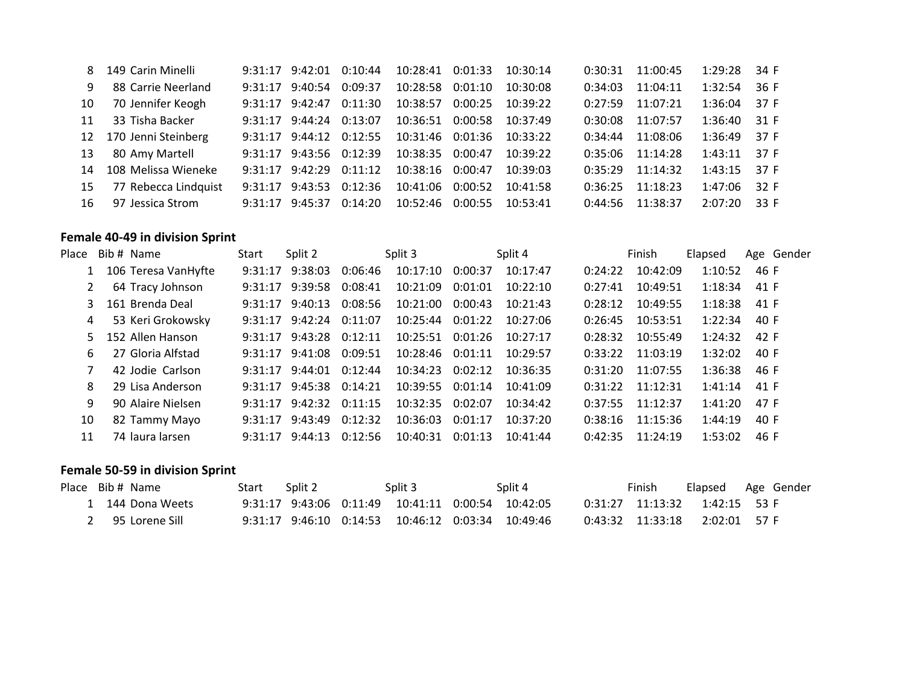| Place | Bib # | Name | Start | Split 2 | | Split 3 | | Split 4 | | Finish | Elapsed | Age | Gender |
|---|---|---|---|---|---|---|---|---|---|---|---|---|---|
| 8 | 149 | Carin Minelli | 9:31:17 | 9:42:01 | 0:10:44 | 10:28:41 | 0:01:33 | 10:30:14 | 0:30:31 | 11:00:45 | 1:29:28 | 34 | F |
| 9 | 88 | Carrie Neerland | 9:31:17 | 9:40:54 | 0:09:37 | 10:28:58 | 0:01:10 | 10:30:08 | 0:34:03 | 11:04:11 | 1:32:54 | 36 | F |
| 10 | 70 | Jennifer Keogh | 9:31:17 | 9:42:47 | 0:11:30 | 10:38:57 | 0:00:25 | 10:39:22 | 0:27:59 | 11:07:21 | 1:36:04 | 37 | F |
| 11 | 33 | Tisha Backer | 9:31:17 | 9:44:24 | 0:13:07 | 10:36:51 | 0:00:58 | 10:37:49 | 0:30:08 | 11:07:57 | 1:36:40 | 31 | F |
| 12 | 170 | Jenni Steinberg | 9:31:17 | 9:44:12 | 0:12:55 | 10:31:46 | 0:01:36 | 10:33:22 | 0:34:44 | 11:08:06 | 1:36:49 | 37 | F |
| 13 | 80 | Amy Martell | 9:31:17 | 9:43:56 | 0:12:39 | 10:38:35 | 0:00:47 | 10:39:22 | 0:35:06 | 11:14:28 | 1:43:11 | 37 | F |
| 14 | 108 | Melissa Wieneke | 9:31:17 | 9:42:29 | 0:11:12 | 10:38:16 | 0:00:47 | 10:39:03 | 0:35:29 | 11:14:32 | 1:43:15 | 37 | F |
| 15 | 77 | Rebecca Lindquist | 9:31:17 | 9:43:53 | 0:12:36 | 10:41:06 | 0:00:52 | 10:41:58 | 0:36:25 | 11:18:23 | 1:47:06 | 32 | F |
| 16 | 97 | Jessica Strom | 9:31:17 | 9:45:37 | 0:14:20 | 10:52:46 | 0:00:55 | 10:53:41 | 0:44:56 | 11:38:37 | 2:07:20 | 33 | F |

**Female 40-49 in division Sprint**

| Place | Bib # | Name | Start | Split 2 | | Split 3 | | Split 4 | | Finish | Elapsed | Age | Gender |
|---|---|---|---|---|---|---|---|---|---|---|---|---|---|
| 1 | 106 | Teresa VanHyfte | 9:31:17 | 9:38:03 | 0:06:46 | 10:17:10 | 0:00:37 | 10:17:47 | 0:24:22 | 10:42:09 | 1:10:52 | 46 | F |
| 2 | 64 | Tracy Johnson | 9:31:17 | 9:39:58 | 0:08:41 | 10:21:09 | 0:01:01 | 10:22:10 | 0:27:41 | 10:49:51 | 1:18:34 | 41 | F |
| 3 | 161 | Brenda Deal | 9:31:17 | 9:40:13 | 0:08:56 | 10:21:00 | 0:00:43 | 10:21:43 | 0:28:12 | 10:49:55 | 1:18:38 | 41 | F |
| 4 | 53 | Keri Grokowsky | 9:31:17 | 9:42:24 | 0:11:07 | 10:25:44 | 0:01:22 | 10:27:06 | 0:26:45 | 10:53:51 | 1:22:34 | 40 | F |
| 5 | 152 | Allen Hanson | 9:31:17 | 9:43:28 | 0:12:11 | 10:25:51 | 0:01:26 | 10:27:17 | 0:28:32 | 10:55:49 | 1:24:32 | 42 | F |
| 6 | 27 | Gloria Alfstad | 9:31:17 | 9:41:08 | 0:09:51 | 10:28:46 | 0:01:11 | 10:29:57 | 0:33:22 | 11:03:19 | 1:32:02 | 40 | F |
| 7 | 42 | Jodie Carlson | 9:31:17 | 9:44:01 | 0:12:44 | 10:34:23 | 0:02:12 | 10:36:35 | 0:31:20 | 11:07:55 | 1:36:38 | 46 | F |
| 8 | 29 | Lisa Anderson | 9:31:17 | 9:45:38 | 0:14:21 | 10:39:55 | 0:01:14 | 10:41:09 | 0:31:22 | 11:12:31 | 1:41:14 | 41 | F |
| 9 | 90 | Alaire Nielsen | 9:31:17 | 9:42:32 | 0:11:15 | 10:32:35 | 0:02:07 | 10:34:42 | 0:37:55 | 11:12:37 | 1:41:20 | 47 | F |
| 10 | 82 | Tammy Mayo | 9:31:17 | 9:43:49 | 0:12:32 | 10:36:03 | 0:01:17 | 10:37:20 | 0:38:16 | 11:15:36 | 1:44:19 | 40 | F |
| 11 | 74 | laura larsen | 9:31:17 | 9:44:13 | 0:12:56 | 10:40:31 | 0:01:13 | 10:41:44 | 0:42:35 | 11:24:19 | 1:53:02 | 46 | F |

**Female 50-59 in division Sprint**

| Place | Bib # | Name | Start | Split 2 | | Split 3 | | Split 4 | | Finish | Elapsed | Age | Gender |
|---|---|---|---|---|---|---|---|---|---|---|---|---|---|
| 1 | 144 | Dona Weets | 9:31:17 | 9:43:06 | 0:11:49 | 10:41:11 | 0:00:54 | 10:42:05 | 0:31:27 | 11:13:32 | 1:42:15 | 53 | F |
| 2 | 95 | Lorene Sill | 9:31:17 | 9:46:10 | 0:14:53 | 10:46:12 | 0:03:34 | 10:49:46 | 0:43:32 | 11:33:18 | 2:02:01 | 57 | F |